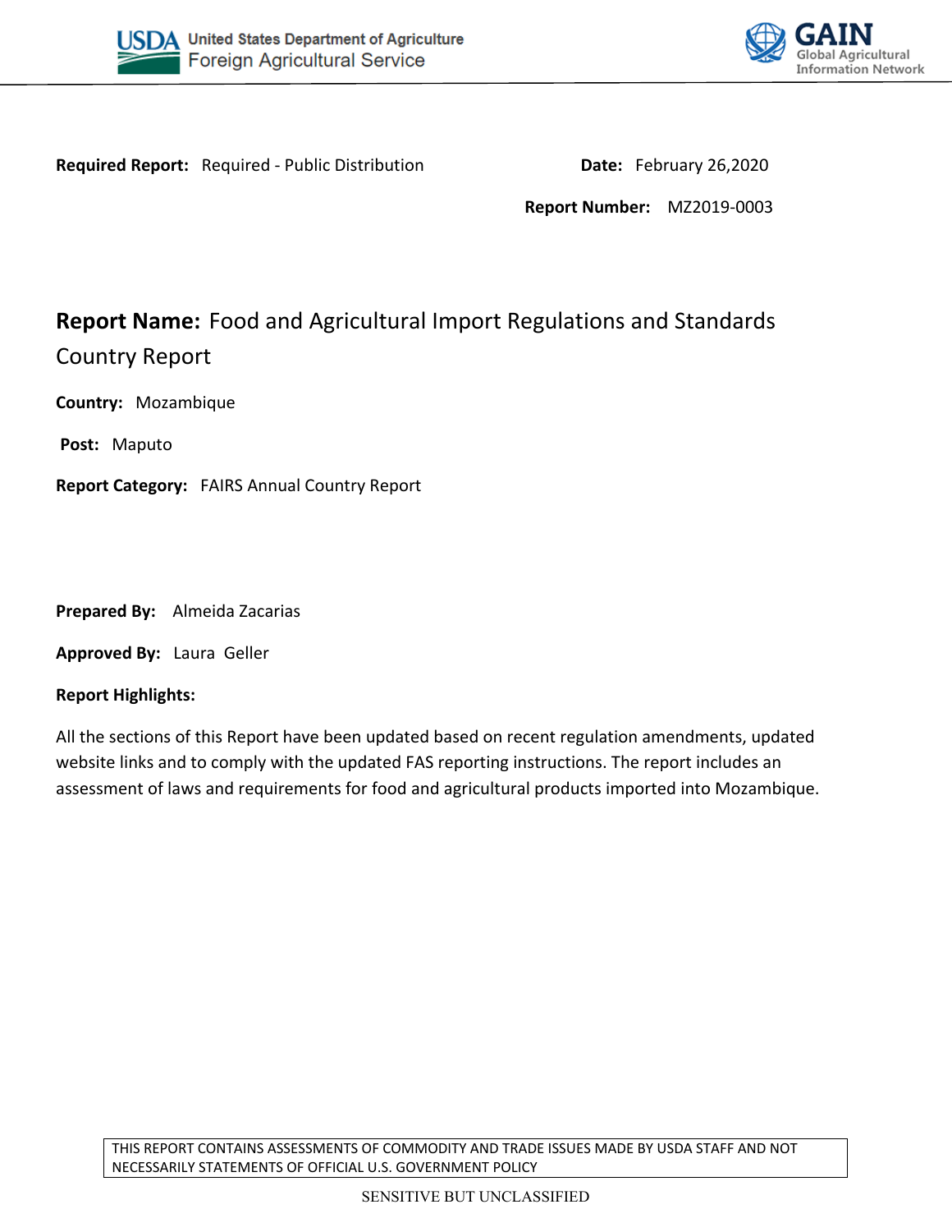**Required Report:** Required - Public Distribution

**Date:** February 26,2020

**Report Number:** MZ2019-0003

# **Report Name:** Food and Agricultural Import Regulations and Standards Country Report

**Country:** Mozambique

**Post:** Maputo

**Report Category:** FAIRS Annual Country Report

**Prepared By:** Almeida Zacarias

**Approved By:** Laura Geller

**Report Highlights:**

All the sections of this Report have been updated based on recent regulation amendments, updated website links and to comply with the updated FAS reporting instructions. The report includes an assessment of laws and requirements for food and agricultural products imported into Mozambique.

THIS REPORT CONTAINS ASSESSMENTS OF COMMODITY AND TRADE ISSUES MADE BY USDA STAFF AND NOT NECESSARILY STATEMENTS OF OFFICIAL U.S. GOVERNMENT POLICY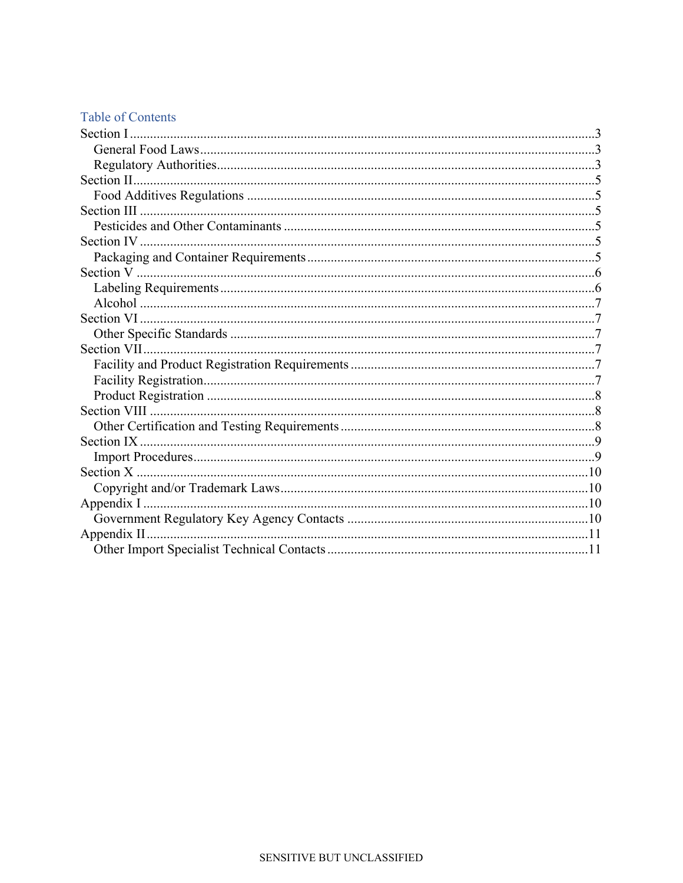## Table of Contents

- Section I ........ 3
  - General Food Laws ........ 3
  - Regulatory Authorities ........ 3
- Section II ........ 5
  - Food Additives Regulations ........ 5
- Section III ........ 5
  - Pesticides and Other Contaminants ........ 5
- Section IV ........ 5
  - Packaging and Container Requirements ........ 5
- Section V ........ 6
  - Labeling Requirements ........ 6
  - Alcohol ........ 7
- Section VI ........ 7
  - Other Specific Standards ........ 7
- Section VII ........ 7
  - Facility and Product Registration Requirements ........ 7
  - Facility Registration ........ 7
  - Product Registration ........ 8
- Section VIII ........ 8
  - Other Certification and Testing Requirements ........ 8
- Section IX ........ 9
  - Import Procedures ........ 9
- Section X ........ 10
  - Copyright and/or Trademark Laws ........ 10
- Appendix I ........ 10
  - Government Regulatory Key Agency Contacts ........ 10
- Appendix II ........ 11
  - Other Import Specialist Technical Contacts ........ 11

SENSITIVE BUT UNCLASSIFIED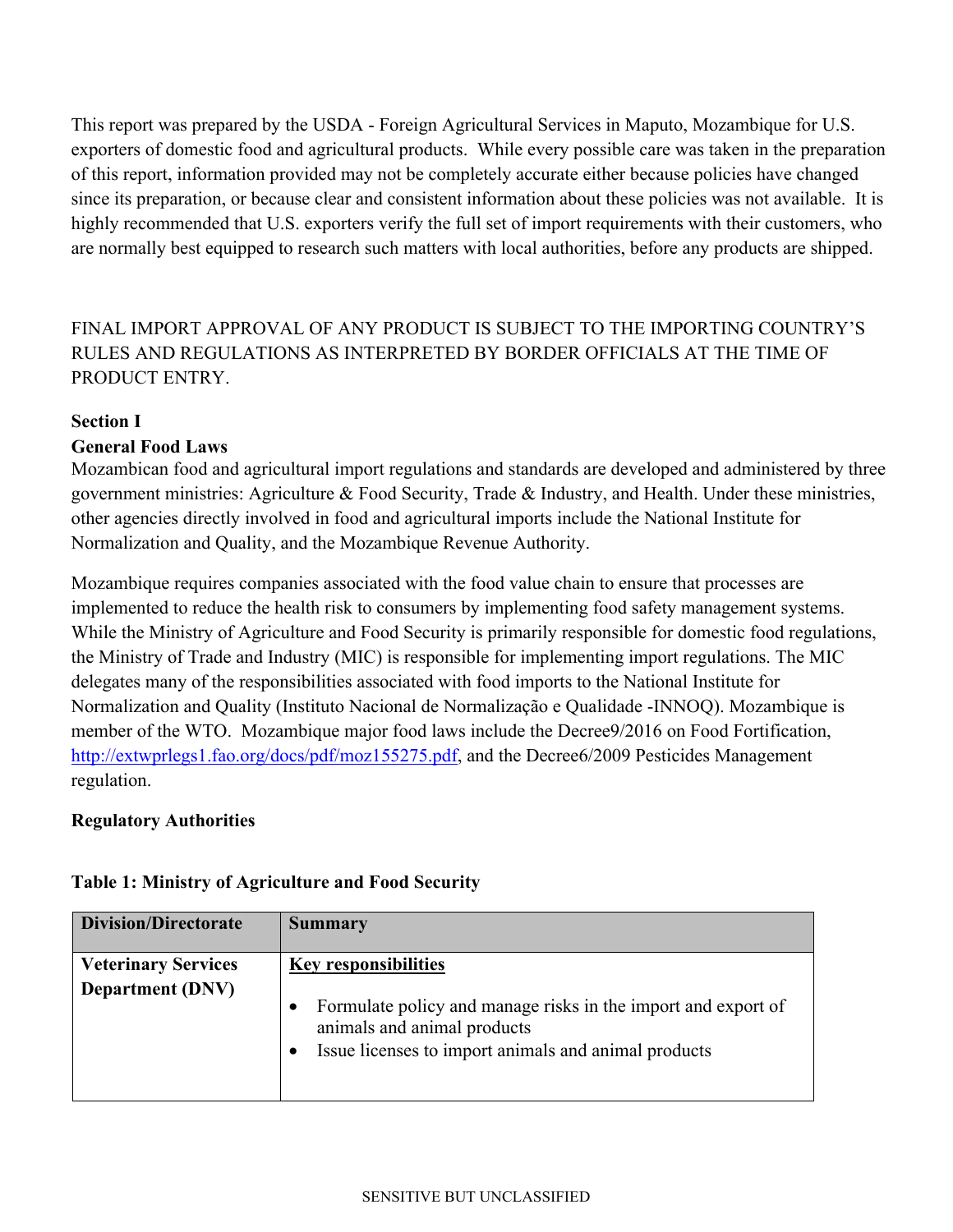This report was prepared by the USDA - Foreign Agricultural Services in Maputo, Mozambique for U.S. exporters of domestic food and agricultural products. While every possible care was taken in the preparation of this report, information provided may not be completely accurate either because policies have changed since its preparation, or because clear and consistent information about these policies was not available. It is highly recommended that U.S. exporters verify the full set of import requirements with their customers, who are normally best equipped to research such matters with local authorities, before any products are shipped.

FINAL IMPORT APPROVAL OF ANY PRODUCT IS SUBJECT TO THE IMPORTING COUNTRY'S RULES AND REGULATIONS AS INTERPRETED BY BORDER OFFICIALS AT THE TIME OF PRODUCT ENTRY.

## Section I

### General Food Laws

Mozambican food and agricultural import regulations and standards are developed and administered by three government ministries: Agriculture & Food Security, Trade & Industry, and Health. Under these ministries, other agencies directly involved in food and agricultural imports include the National Institute for Normalization and Quality, and the Mozambique Revenue Authority.

Mozambique requires companies associated with the food value chain to ensure that processes are implemented to reduce the health risk to consumers by implementing food safety management systems. While the Ministry of Agriculture and Food Security is primarily responsible for domestic food regulations, the Ministry of Trade and Industry (MIC) is responsible for implementing import regulations. The MIC delegates many of the responsibilities associated with food imports to the National Institute for Normalization and Quality (Instituto Nacional de Normalização e Qualidade -INNOQ). Mozambique is member of the WTO. Mozambique major food laws include the Decree9/2016 on Food Fortification, http://extwprlegs1.fao.org/docs/pdf/moz155275.pdf, and the Decree6/2009 Pesticides Management regulation.

### Regulatory Authorities

**Table 1: Ministry of Agriculture and Food Security**

| Division/Directorate | Summary |
| --- | --- |
| **Veterinary Services Department (DNV)** | **Key responsibilities**<br>• Formulate policy and manage risks in the import and export of animals and animal products<br>• Issue licenses to import animals and animal products |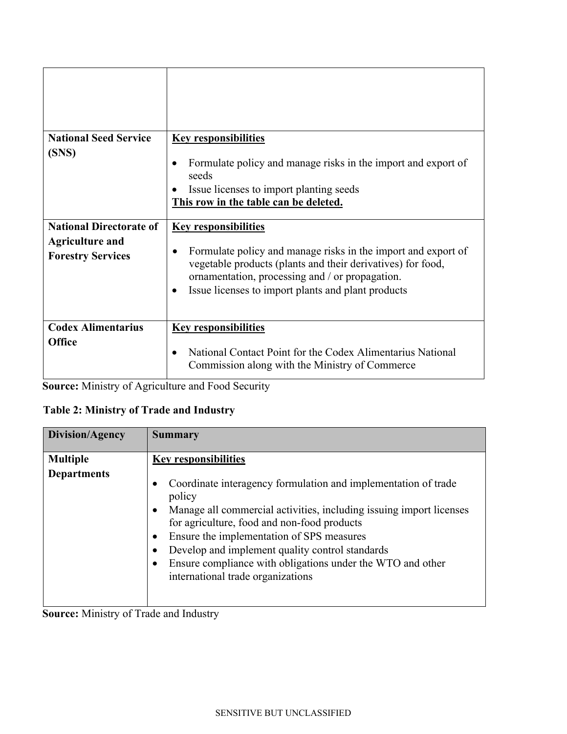| | |
|---|---|
| | |
| **National Seed Service (SNS)** | **Key responsibilities**<br><br>• Formulate policy and manage risks in the import and export of seeds<br>• Issue licenses to import planting seeds<br>**This row in the table can be deleted.** |
| **National Directorate of Agriculture and Forestry Services** | **Key responsibilities**<br><br>• Formulate policy and manage risks in the import and export of vegetable products (plants and their derivatives) for food, ornamentation, processing and / or propagation.<br>• Issue licenses to import plants and plant products |
| **Codex Alimentarius Office** | **Key responsibilities**<br><br>• National Contact Point for the Codex Alimentarius National Commission along with the Ministry of Commerce |

**Source:** Ministry of Agriculture and Food Security

**Table 2: Ministry of Trade and Industry**

| Division/Agency | Summary |
|---|---|
| **Multiple Departments** | **Key responsibilities**<br><br>• Coordinate interagency formulation and implementation of trade policy<br>• Manage all commercial activities, including issuing import licenses for agriculture, food and non-food products<br>• Ensure the implementation of SPS measures<br>• Develop and implement quality control standards<br>• Ensure compliance with obligations under the WTO and other international trade organizations |

**Source:** Ministry of Trade and Industry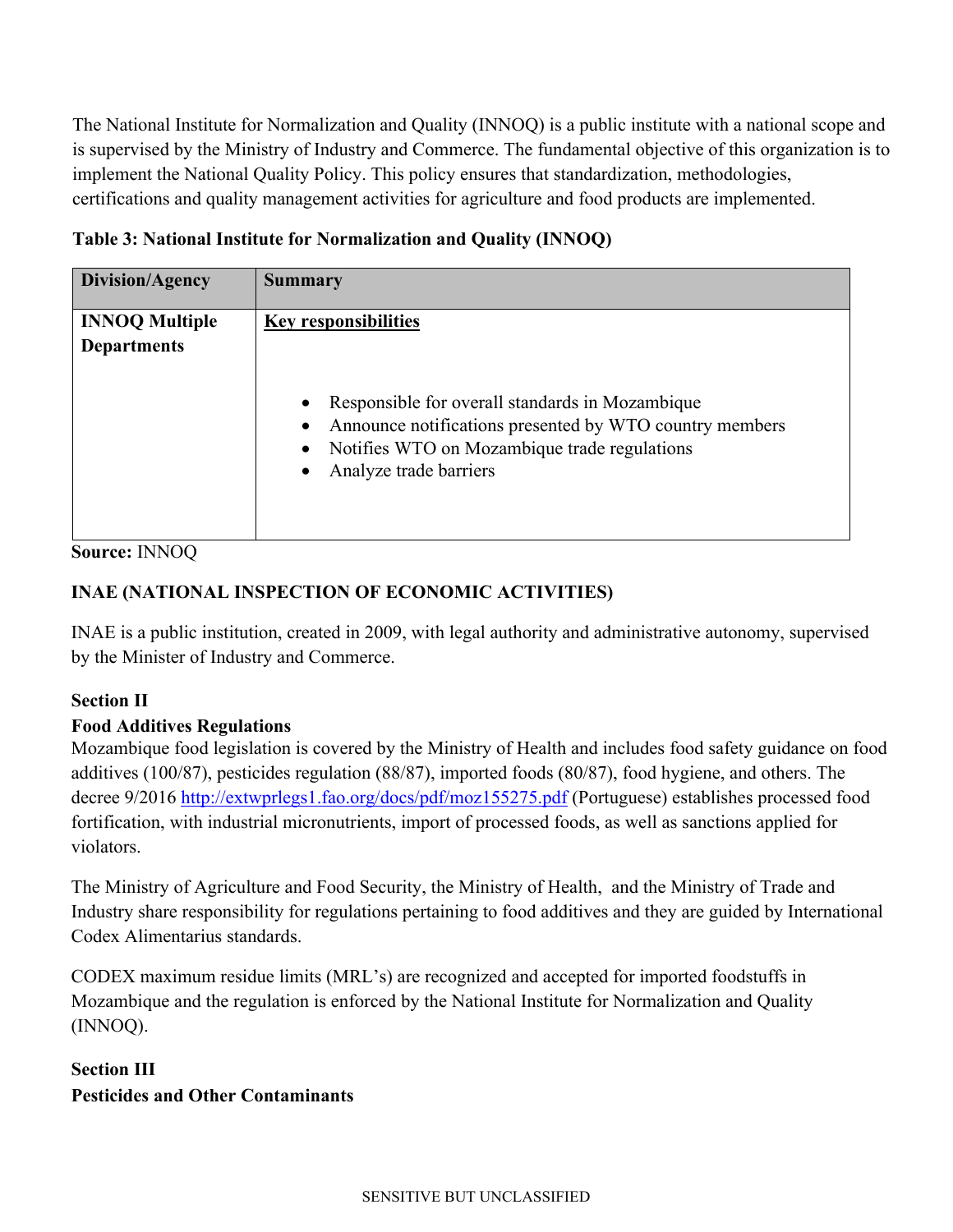The National Institute for Normalization and Quality (INNOQ) is a public institute with a national scope and is supervised by the Ministry of Industry and Commerce. The fundamental objective of this organization is to implement the National Quality Policy. This policy ensures that standardization, methodologies, certifications and quality management activities for agriculture and food products are implemented.

**Table 3: National Institute for Normalization and Quality (INNOQ)**

| Division/Agency | Summary |
|---|---|
| **INNOQ Multiple Departments** | <u>**Key responsibilities**</u><br><br>• Responsible for overall standards in Mozambique<br>• Announce notifications presented by WTO country members<br>• Notifies WTO on Mozambique trade regulations<br>• Analyze trade barriers |

**Source:** INNOQ

**INAE (NATIONAL INSPECTION OF ECONOMIC ACTIVITIES)**

INAE is a public institution, created in 2009, with legal authority and administrative autonomy, supervised by the Minister of Industry and Commerce.

## Section II
### Food Additives Regulations

Mozambique food legislation is covered by the Ministry of Health and includes food safety guidance on food additives (100/87), pesticides regulation (88/87), imported foods (80/87), food hygiene, and others. The decree 9/2016 http://extwprlegs1.fao.org/docs/pdf/moz155275.pdf (Portuguese) establishes processed food fortification, with industrial micronutrients, import of processed foods, as well as sanctions applied for violators.

The Ministry of Agriculture and Food Security, the Ministry of Health, and the Ministry of Trade and Industry share responsibility for regulations pertaining to food additives and they are guided by International Codex Alimentarius standards.

CODEX maximum residue limits (MRL's) are recognized and accepted for imported foodstuffs in Mozambique and the regulation is enforced by the National Institute for Normalization and Quality (INNOQ).

## Section III
### Pesticides and Other Contaminants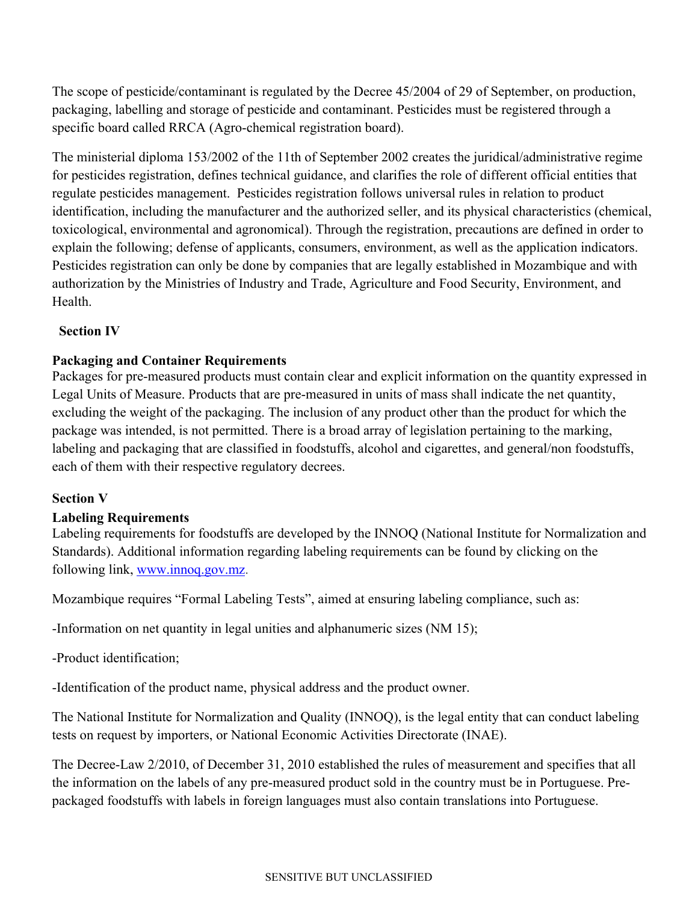The scope of pesticide/contaminant is regulated by the Decree 45/2004 of 29 of September, on production, packaging, labelling and storage of pesticide and contaminant. Pesticides must be registered through a specific board called RRCA (Agro-chemical registration board).

The ministerial diploma 153/2002 of the 11th of September 2002 creates the juridical/administrative regime for pesticides registration, defines technical guidance, and clarifies the role of different official entities that regulate pesticides management. Pesticides registration follows universal rules in relation to product identification, including the manufacturer and the authorized seller, and its physical characteristics (chemical, toxicological, environmental and agronomical). Through the registration, precautions are defined in order to explain the following; defense of applicants, consumers, environment, as well as the application indicators. Pesticides registration can only be done by companies that are legally established in Mozambique and with authorization by the Ministries of Industry and Trade, Agriculture and Food Security, Environment, and Health.

## Section IV

### Packaging and Container Requirements

Packages for pre-measured products must contain clear and explicit information on the quantity expressed in Legal Units of Measure. Products that are pre-measured in units of mass shall indicate the net quantity, excluding the weight of the packaging. The inclusion of any product other than the product for which the package was intended, is not permitted. There is a broad array of legislation pertaining to the marking, labeling and packaging that are classified in foodstuffs, alcohol and cigarettes, and general/non foodstuffs, each of them with their respective regulatory decrees.

## Section V

### Labeling Requirements

Labeling requirements for foodstuffs are developed by the INNOQ (National Institute for Normalization and Standards). Additional information regarding labeling requirements can be found by clicking on the following link, [www.innoq.gov.mz](www.innoq.gov.mz).

Mozambique requires "Formal Labeling Tests", aimed at ensuring labeling compliance, such as:

-Information on net quantity in legal unities and alphanumeric sizes (NM 15);

-Product identification;

-Identification of the product name, physical address and the product owner.

The National Institute for Normalization and Quality (INNOQ), is the legal entity that can conduct labeling tests on request by importers, or National Economic Activities Directorate (INAE).

The Decree-Law 2/2010, of December 31, 2010 established the rules of measurement and specifies that all the information on the labels of any pre-measured product sold in the country must be in Portuguese. Pre-packaged foodstuffs with labels in foreign languages must also contain translations into Portuguese.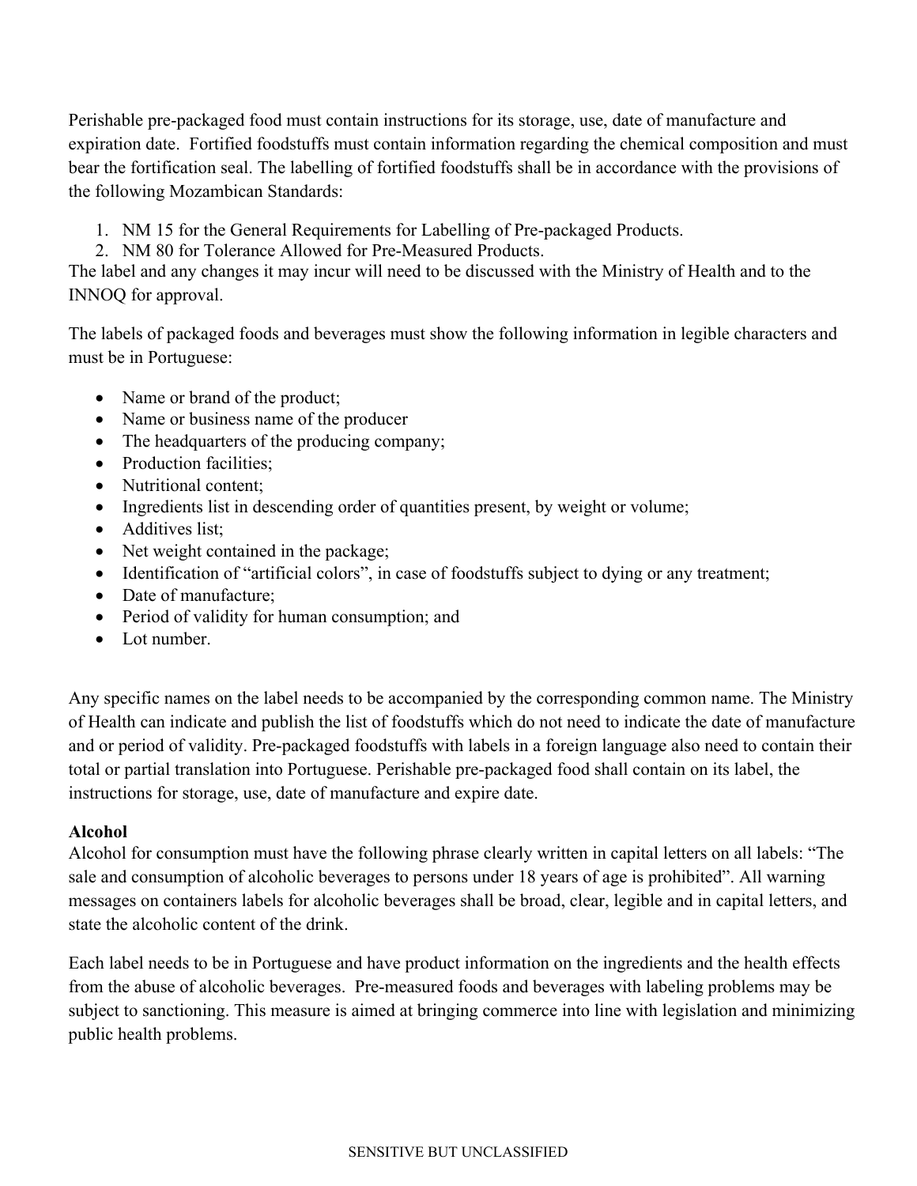Perishable pre-packaged food must contain instructions for its storage, use, date of manufacture and expiration date. Fortified foodstuffs must contain information regarding the chemical composition and must bear the fortification seal. The labelling of fortified foodstuffs shall be in accordance with the provisions of the following Mozambican Standards:

1. NM 15 for the General Requirements for Labelling of Pre-packaged Products.
2. NM 80 for Tolerance Allowed for Pre-Measured Products.

The label and any changes it may incur will need to be discussed with the Ministry of Health and to the INNOQ for approval.

The labels of packaged foods and beverages must show the following information in legible characters and must be in Portuguese:

- Name or brand of the product;
- Name or business name of the producer
- The headquarters of the producing company;
- Production facilities;
- Nutritional content;
- Ingredients list in descending order of quantities present, by weight or volume;
- Additives list;
- Net weight contained in the package;
- Identification of "artificial colors", in case of foodstuffs subject to dying or any treatment;
- Date of manufacture;
- Period of validity for human consumption; and
- Lot number.

Any specific names on the label needs to be accompanied by the corresponding common name. The Ministry of Health can indicate and publish the list of foodstuffs which do not need to indicate the date of manufacture and or period of validity. Pre-packaged foodstuffs with labels in a foreign language also need to contain their total or partial translation into Portuguese. Perishable pre-packaged food shall contain on its label, the instructions for storage, use, date of manufacture and expire date.

**Alcohol**

Alcohol for consumption must have the following phrase clearly written in capital letters on all labels: "The sale and consumption of alcoholic beverages to persons under 18 years of age is prohibited". All warning messages on containers labels for alcoholic beverages shall be broad, clear, legible and in capital letters, and state the alcoholic content of the drink.

Each label needs to be in Portuguese and have product information on the ingredients and the health effects from the abuse of alcoholic beverages. Pre-measured foods and beverages with labeling problems may be subject to sanctioning. This measure is aimed at bringing commerce into line with legislation and minimizing public health problems.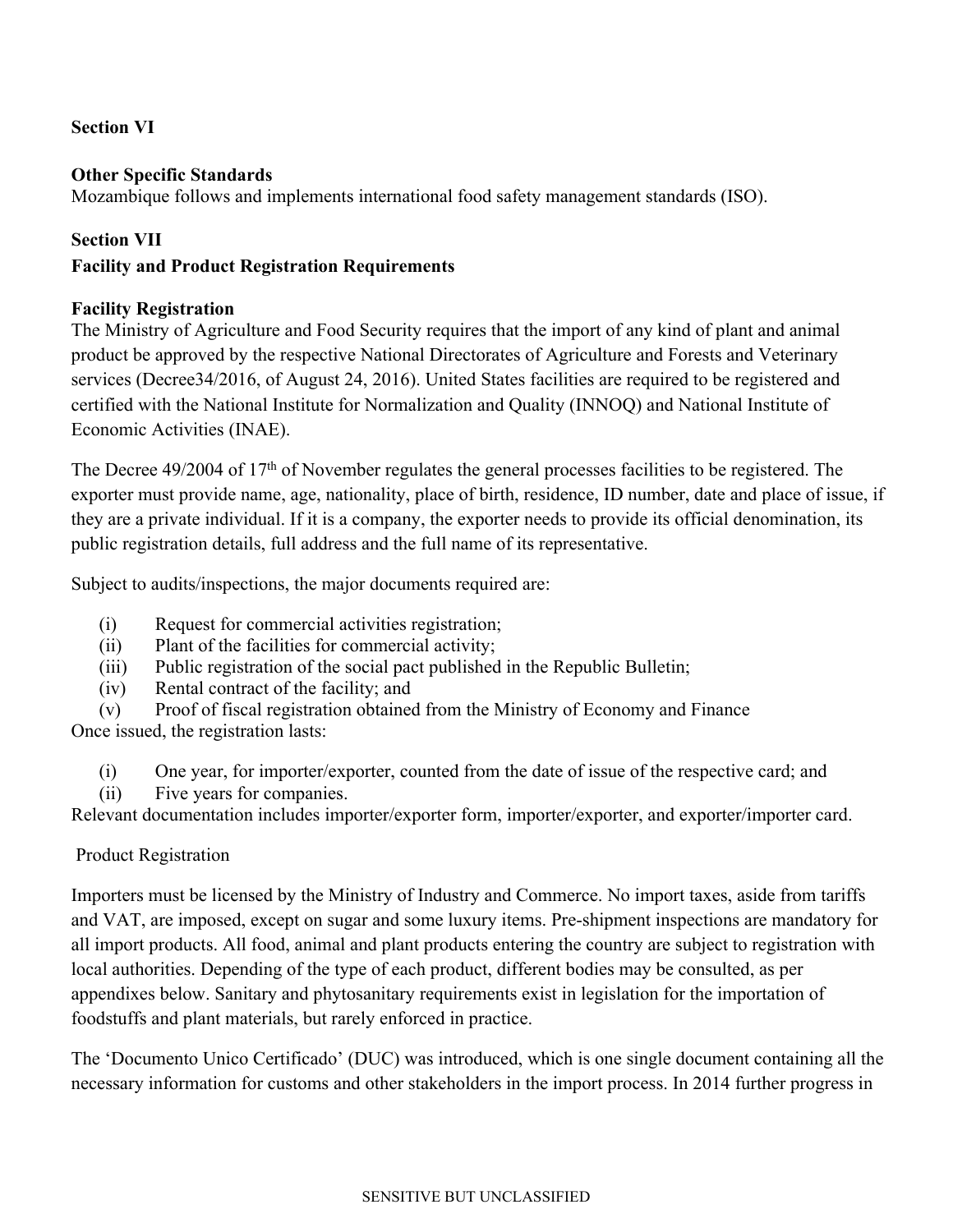**Section VI**

**Other Specific Standards**

Mozambique follows and implements international food safety management standards (ISO).

**Section VII**

**Facility and Product Registration Requirements**

**Facility Registration**

The Ministry of Agriculture and Food Security requires that the import of any kind of plant and animal product be approved by the respective National Directorates of Agriculture and Forests and Veterinary services (Decree34/2016, of August 24, 2016). United States facilities are required to be registered and certified with the National Institute for Normalization and Quality (INNOQ) and National Institute of Economic Activities (INAE).

The Decree 49/2004 of 17th of November regulates the general processes facilities to be registered. The exporter must provide name, age, nationality, place of birth, residence, ID number, date and place of issue, if they are a private individual. If it is a company, the exporter needs to provide its official denomination, its public registration details, full address and the full name of its representative.

Subject to audits/inspections, the major documents required are:

(i) Request for commercial activities registration;
(ii) Plant of the facilities for commercial activity;
(iii) Public registration of the social pact published in the Republic Bulletin;
(iv) Rental contract of the facility; and
(v) Proof of fiscal registration obtained from the Ministry of Economy and Finance

Once issued, the registration lasts:

(i) One year, for importer/exporter, counted from the date of issue of the respective card; and
(ii) Five years for companies.

Relevant documentation includes importer/exporter form, importer/exporter, and exporter/importer card.

Product Registration

Importers must be licensed by the Ministry of Industry and Commerce. No import taxes, aside from tariffs and VAT, are imposed, except on sugar and some luxury items. Pre-shipment inspections are mandatory for all import products. All food, animal and plant products entering the country are subject to registration with local authorities. Depending of the type of each product, different bodies may be consulted, as per appendixes below. Sanitary and phytosanitary requirements exist in legislation for the importation of foodstuffs and plant materials, but rarely enforced in practice.

The 'Documento Unico Certificado' (DUC) was introduced, which is one single document containing all the necessary information for customs and other stakeholders in the import process. In 2014 further progress in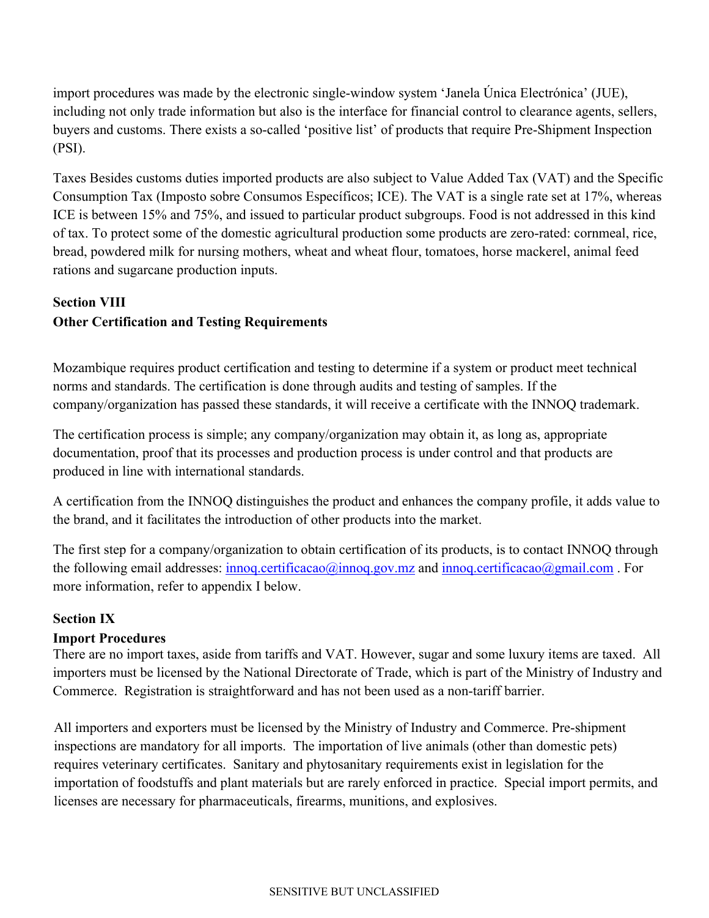import procedures was made by the electronic single-window system 'Janela Única Electrónica' (JUE), including not only trade information but also is the interface for financial control to clearance agents, sellers, buyers and customs. There exists a so-called 'positive list' of products that require Pre-Shipment Inspection (PSI).

Taxes Besides customs duties imported products are also subject to Value Added Tax (VAT) and the Specific Consumption Tax (Imposto sobre Consumos Específicos; ICE). The VAT is a single rate set at 17%, whereas ICE is between 15% and 75%, and issued to particular product subgroups. Food is not addressed in this kind of tax. To protect some of the domestic agricultural production some products are zero-rated: cornmeal, rice, bread, powdered milk for nursing mothers, wheat and wheat flour, tomatoes, horse mackerel, animal feed rations and sugarcane production inputs.

## Section VIII
## Other Certification and Testing Requirements

Mozambique requires product certification and testing to determine if a system or product meet technical norms and standards. The certification is done through audits and testing of samples. If the company/organization has passed these standards, it will receive a certificate with the INNOQ trademark.

The certification process is simple; any company/organization may obtain it, as long as, appropriate documentation, proof that its processes and production process is under control and that products are produced in line with international standards.

A certification from the INNOQ distinguishes the product and enhances the company profile, it adds value to the brand, and it facilitates the introduction of other products into the market.

The first step for a company/organization to obtain certification of its products, is to contact INNOQ through the following email addresses: innoq.certificacao@innoq.gov.mz and innoq.certificacao@gmail.com . For more information, refer to appendix I below.

## Section IX
## Import Procedures

There are no import taxes, aside from tariffs and VAT. However, sugar and some luxury items are taxed. All importers must be licensed by the National Directorate of Trade, which is part of the Ministry of Industry and Commerce. Registration is straightforward and has not been used as a non-tariff barrier.

All importers and exporters must be licensed by the Ministry of Industry and Commerce. Pre-shipment inspections are mandatory for all imports. The importation of live animals (other than domestic pets) requires veterinary certificates. Sanitary and phytosanitary requirements exist in legislation for the importation of foodstuffs and plant materials but are rarely enforced in practice. Special import permits, and licenses are necessary for pharmaceuticals, firearms, munitions, and explosives.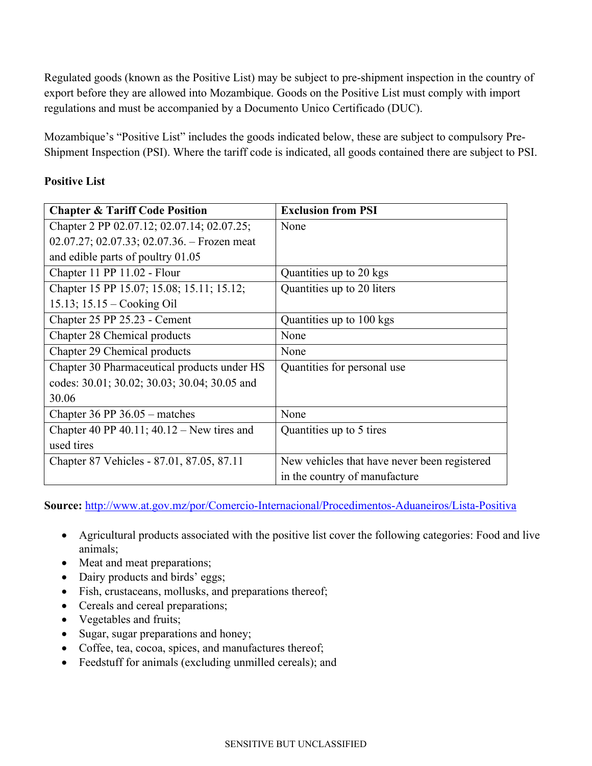Regulated goods (known as the Positive List) may be subject to pre-shipment inspection in the country of export before they are allowed into Mozambique. Goods on the Positive List must comply with import regulations and must be accompanied by a Documento Unico Certificado (DUC).

Mozambique's "Positive List" includes the goods indicated below, these are subject to compulsory Pre-Shipment Inspection (PSI). Where the tariff code is indicated, all goods contained there are subject to PSI.

**Positive List**

| **Chapter & Tariff Code Position** | **Exclusion from PSI** |
|---|---|
| Chapter 2 PP 02.07.12; 02.07.14; 02.07.25; 02.07.27; 02.07.33; 02.07.36. – Frozen meat and edible parts of poultry 01.05 | None |
| Chapter 11 PP 11.02 - Flour | Quantities up to 20 kgs |
| Chapter 15 PP 15.07; 15.08; 15.11; 15.12; 15.13; 15.15 – Cooking Oil | Quantities up to 20 liters |
| Chapter 25 PP 25.23 - Cement | Quantities up to 100 kgs |
| Chapter 28 Chemical products | None |
| Chapter 29 Chemical products | None |
| Chapter 30 Pharmaceutical products under HS codes: 30.01; 30.02; 30.03; 30.04; 30.05 and 30.06 | Quantities for personal use |
| Chapter 36 PP 36.05 – matches | None |
| Chapter 40 PP 40.11; 40.12 – New tires and used tires | Quantities up to 5 tires |
| Chapter 87 Vehicles - 87.01, 87.05, 87.11 | New vehicles that have never been registered in the country of manufacture |

**Source:** http://www.at.gov.mz/por/Comercio-Internacional/Procedimentos-Aduaneiros/Lista-Positiva

- Agricultural products associated with the positive list cover the following categories: Food and live animals;
- Meat and meat preparations;
- Dairy products and birds' eggs;
- Fish, crustaceans, mollusks, and preparations thereof;
- Cereals and cereal preparations;
- Vegetables and fruits;
- Sugar, sugar preparations and honey;
- Coffee, tea, cocoa, spices, and manufactures thereof;
- Feedstuff for animals (excluding unmilled cereals); and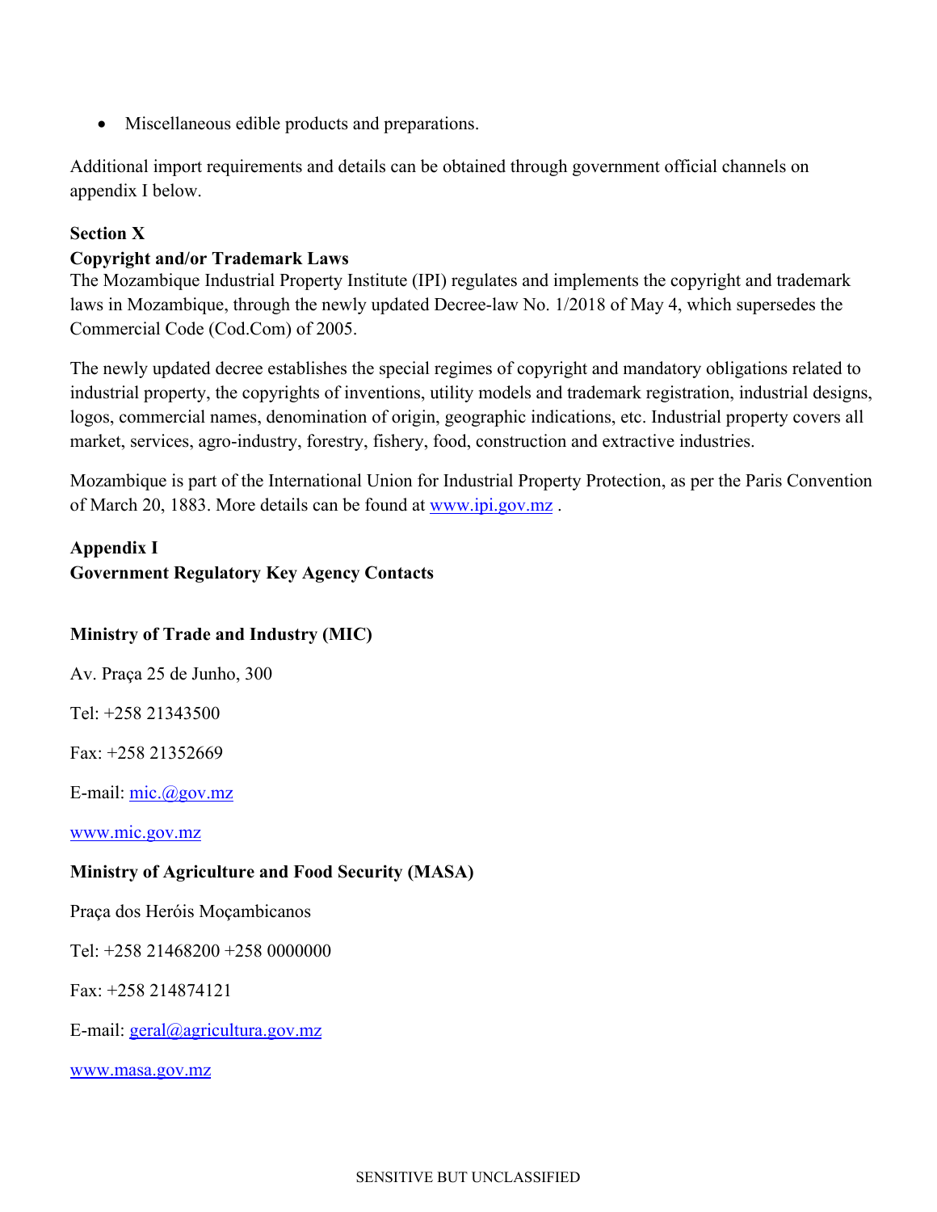- Miscellaneous edible products and preparations.

Additional import requirements and details can be obtained through government official channels on appendix I below.

**Section X**

**Copyright and/or Trademark Laws**

The Mozambique Industrial Property Institute (IPI) regulates and implements the copyright and trademark laws in Mozambique, through the newly updated Decree-law No. 1/2018 of May 4, which supersedes the Commercial Code (Cod.Com) of 2005.

The newly updated decree establishes the special regimes of copyright and mandatory obligations related to industrial property, the copyrights of inventions, utility models and trademark registration, industrial designs, logos, commercial names, denomination of origin, geographic indications, etc. Industrial property covers all market, services, agro-industry, forestry, fishery, food, construction and extractive industries.

Mozambique is part of the International Union for Industrial Property Protection, as per the Paris Convention of March 20, 1883. More details can be found at [www.ipi.gov.mz](www.ipi.gov.mz) .

**Appendix I**

**Government Regulatory Key Agency Contacts**

**Ministry of Trade and Industry (MIC)**

Av. Praça 25 de Junho, 300

Tel: +258 21343500

Fax: +258 21352669

E-mail: mic.@gov.mz

www.mic.gov.mz

**Ministry of Agriculture and Food Security (MASA)**

Praça dos Heróis Moçambicanos

Tel: +258 21468200 +258 0000000

Fax: +258 214874121

E-mail: geral@agricultura.gov.mz

www.masa.gov.mz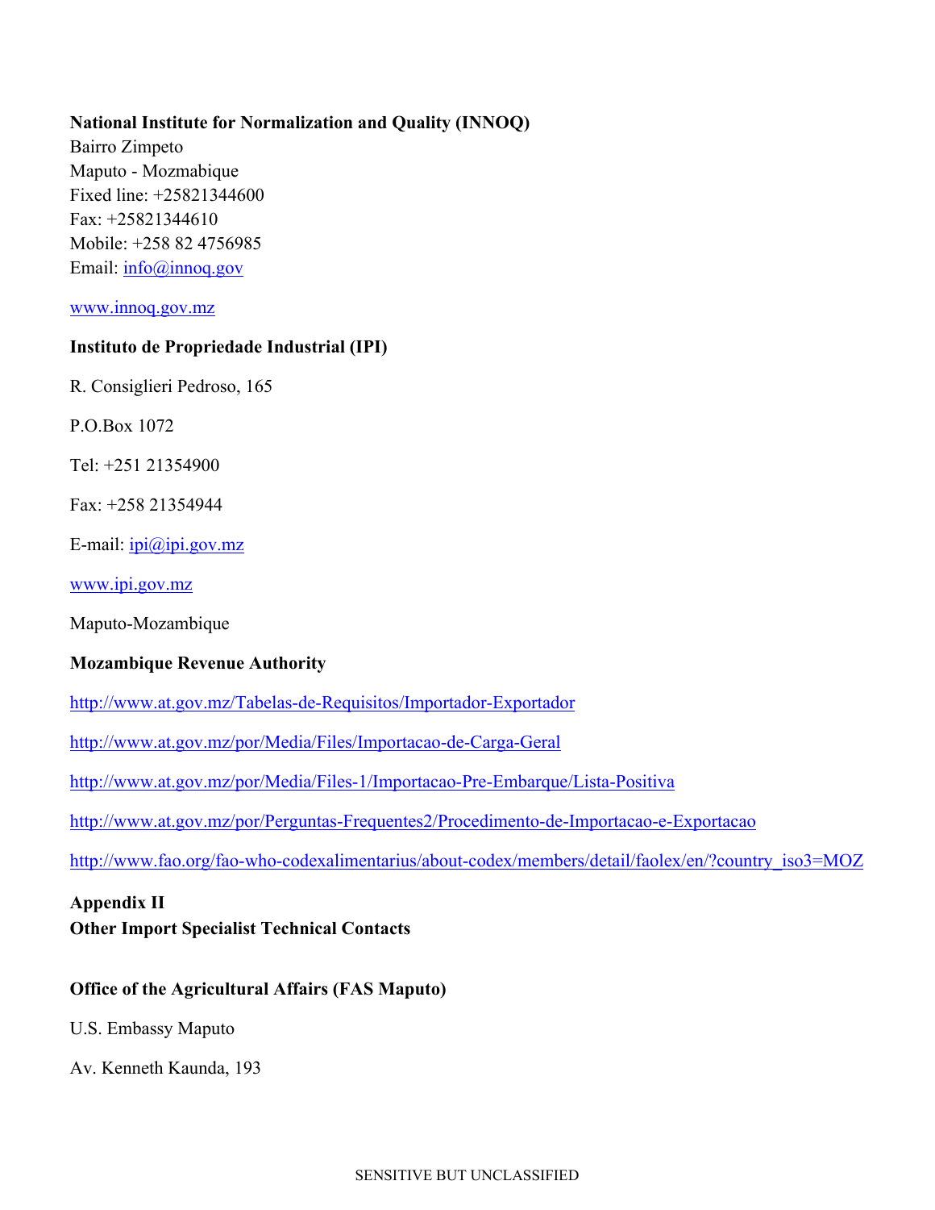**National Institute for Normalization and Quality (INNOQ)**
Bairro Zimpeto
Maputo - Mozmabique
Fixed line: +25821344600
Fax: +25821344610
Mobile: +258 82 4756985
Email: info@innoq.gov

www.innoq.gov.mz

**Instituto de Propriedade Industrial (IPI)**

R. Consiglieri Pedroso, 165

P.O.Box 1072

Tel: +251 21354900

Fax: +258 21354944

E-mail: ipi@ipi.gov.mz

www.ipi.gov.mz

Maputo-Mozambique

**Mozambique Revenue Authority**

http://www.at.gov.mz/Tabelas-de-Requisitos/Importador-Exportador

http://www.at.gov.mz/por/Media/Files/Importacao-de-Carga-Geral

http://www.at.gov.mz/por/Media/Files-1/Importacao-Pre-Embarque/Lista-Positiva

http://www.at.gov.mz/por/Perguntas-Frequentes2/Procedimento-de-Importacao-e-Exportacao

http://www.fao.org/fao-who-codexalimentarius/about-codex/members/detail/faolex/en/?country_iso3=MOZ

## Appendix II
## Other Import Specialist Technical Contacts

**Office of the Agricultural Affairs (FAS Maputo)**

U.S. Embassy Maputo

Av. Kenneth Kaunda, 193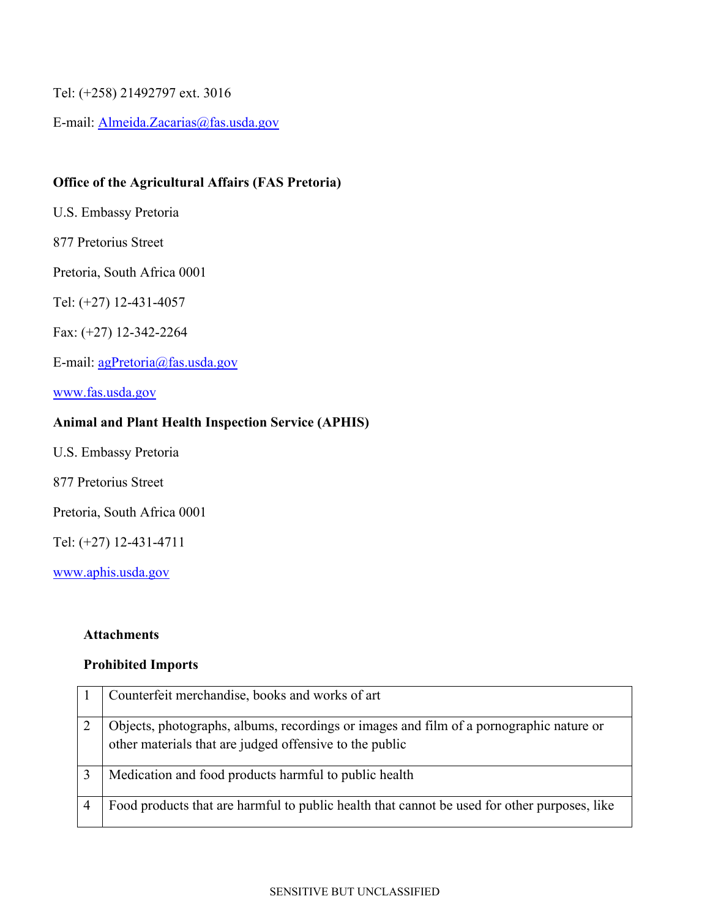Tel: (+258) 21492797 ext. 3016

E-mail: Almeida.Zacarias@fas.usda.gov

**Office of the Agricultural Affairs (FAS Pretoria)**

U.S. Embassy Pretoria

877 Pretorius Street

Pretoria, South Africa 0001

Tel: (+27) 12-431-4057

Fax: (+27) 12-342-2264

E-mail: agPretoria@fas.usda.gov

www.fas.usda.gov

**Animal and Plant Health Inspection Service (APHIS)**

U.S. Embassy Pretoria

877 Pretorius Street

Pretoria, South Africa 0001

Tel: (+27) 12-431-4711

www.aphis.usda.gov

**Attachments**

**Prohibited Imports**

| | |
|---|---|
| 1 | Counterfeit merchandise, books and works of art |
| 2 | Objects, photographs, albums, recordings or images and film of a pornographic nature or other materials that are judged offensive to the public |
| 3 | Medication and food products harmful to public health |
| 4 | Food products that are harmful to public health that cannot be used for other purposes, like |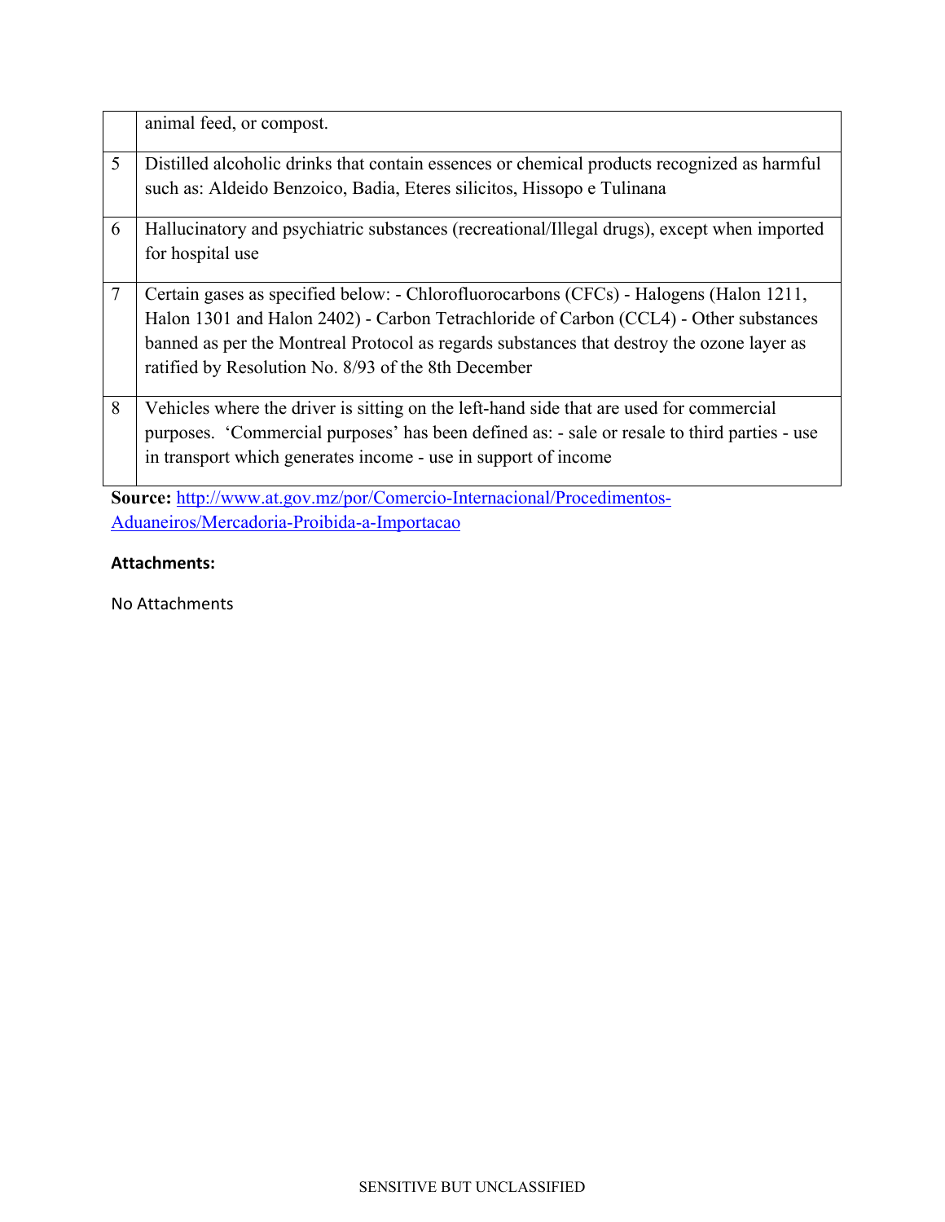| | |
|---|---|
| | animal feed, or compost. |
| 5 | Distilled alcoholic drinks that contain essences or chemical products recognized as harmful such as: Aldeido Benzoico, Badia, Eteres silicitos, Hissopo e Tulinana |
| 6 | Hallucinatory and psychiatric substances (recreational/Illegal drugs), except when imported for hospital use |
| 7 | Certain gases as specified below: - Chlorofluorocarbons (CFCs) - Halogens (Halon 1211, Halon 1301 and Halon 2402) - Carbon Tetrachloride of Carbon (CCL4) - Other substances banned as per the Montreal Protocol as regards substances that destroy the ozone layer as ratified by Resolution No. 8/93 of the 8th December |
| 8 | Vehicles where the driver is sitting on the left-hand side that are used for commercial purposes. 'Commercial purposes' has been defined as: - sale or resale to third parties - use in transport which generates income - use in support of income |

**Source:** [http://www.at.gov.mz/por/Comercio-Internacional/Procedimentos-Aduaneiros/Mercadoria-Proibida-a-Importacao](http://www.at.gov.mz/por/Comercio-Internacional/Procedimentos-Aduaneiros/Mercadoria-Proibida-a-Importacao)

**Attachments:**

No Attachments